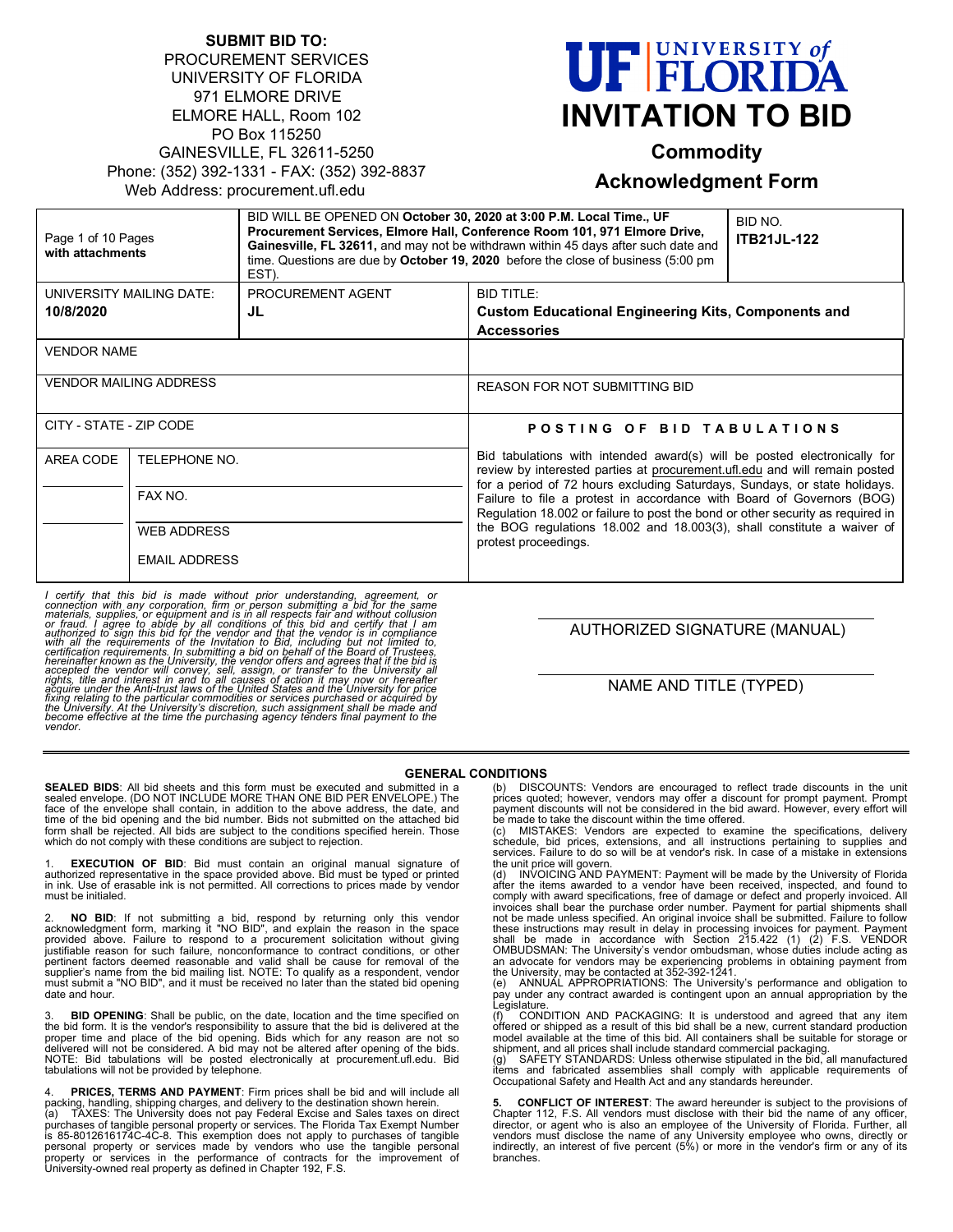**SUBMIT BID TO:**
PROCUREMENT SERVICES
UNIVERSITY OF FLORIDA
971 ELMORE DRIVE
ELMORE HALL, Room 102
PO Box 115250
GAINESVILLE, FL 32611-5250
Phone: (352) 392-1331 - FAX: (352) 392-8837
Web Address: procurement.ufl.edu

# UF | UNIVERSITY of FLORIDA

# INVITATION TO BID

## Commodity

## Acknowledgment Form

| Page 1 of 10 Pages **with attachments** | BID WILL BE OPENED ON **October 30, 2020 at 3:00 P.M. Local Time., UF Procurement Services, Elmore Hall, Conference Room 101, 971 Elmore Drive, Gainesville, FL 32611,** and may not be withdrawn within 45 days after such date and time. Questions are due by **October 19, 2020** before the close of business (5:00 pm EST). | | BID NO. **ITB21JL-122** |
|---|---|---|---|
| UNIVERSITY MAILING DATE: **10/8/2020** | PROCUREMENT AGENT **JL** | BID TITLE: **Custom Educational Engineering Kits, Components and Accessories** | |
| VENDOR NAME | | | |
| VENDOR MAILING ADDRESS | | REASON FOR NOT SUBMITTING BID | |
| CITY - STATE - ZIP CODE | | **POSTING OF BID TABULATIONS** | |
| AREA CODE / TELEPHONE NO. / FAX NO. / WEB ADDRESS / EMAIL ADDRESS | | Bid tabulations with intended award(s) will be posted electronically for review by interested parties at procurement.ufl.edu and will remain posted for a period of 72 hours excluding Saturdays, Sundays, or state holidays. Failure to file a protest in accordance with Board of Governors (BOG) Regulation 18.002 or failure to post the bond or other security as required in the BOG regulations 18.002 and 18.003(3), shall constitute a waiver of protest proceedings. | |

*I certify that this bid is made without prior understanding, agreement, or connection with any corporation, firm or person submitting a bid for the same materials, supplies, or equipment and is in all respects fair and without collusion or fraud. I agree to abide by all conditions of this bid and certify that I am authorized to sign this bid for the vendor and that the vendor is in compliance with all the requirements of the Invitation to Bid, including but not limited to, certification requirements. In submitting a bid on behalf of the Board of Trustees, hereinafter known as the University, the vendor offers and agrees that if the bid is accepted the vendor will convey, sell, assign, or transfer to the University all rights, title and interest in and to all causes of action it may now or hereafter acquire under the Anti-trust laws of the United States and the University for price fixing relating to the particular commodities or services purchased or acquired by the University. At the University's discretion, such assignment shall be made and become effective at the time the purchasing agency tenders final payment to the vendor.*

AUTHORIZED SIGNATURE (MANUAL)

NAME AND TITLE (TYPED)

## GENERAL CONDITIONS

**SEALED BIDS**: All bid sheets and this form must be executed and submitted in a sealed envelope. (DO NOT INCLUDE MORE THAN ONE BID PER ENVELOPE.) The face of the envelope shall contain, in addition to the above address, the date, and time of the bid opening and the bid number. Bids not submitted on the attached bid form shall be rejected. All bids are subject to the conditions specified herein. Those which do not comply with these conditions are subject to rejection.

1. **EXECUTION OF BID**: Bid must contain an original manual signature of authorized representative in the space provided above. Bid must be typed or printed in ink. Use of erasable ink is not permitted. All corrections to prices made by vendor must be initialed.

2. **NO BID**: If not submitting a bid, respond by returning only this vendor acknowledgment form, marking it "NO BID", and explain the reason in the space provided above. Failure to respond to a procurement solicitation without giving justifiable reason for such failure, nonconformance to contract conditions, or other pertinent factors deemed reasonable and valid shall be cause for removal of the supplier's name from the bid mailing list. NOTE: To qualify as a respondent, vendor must submit a "NO BID", and it must be received no later than the stated bid opening date and hour.

3. **BID OPENING**: Shall be public, on the date, location and the time specified on the bid form. It is the vendor's responsibility to assure that the bid is delivered at the proper time and place of the bid opening. Bids which for any reason are not so delivered will not be considered. A bid may not be altered after opening of the bids. NOTE: Bid tabulations will be posted electronically at procurement.ufl.edu. Bid tabulations will not be provided by telephone.

4. **PRICES, TERMS AND PAYMENT**: Firm prices shall be bid and will include all packing, handling, shipping charges, and delivery to the destination shown herein.
(a) TAXES: The University does not pay Federal Excise and Sales taxes on direct purchases of tangible personal property or services. The Florida Tax Exempt Number is 85-8012616174C-4C-8. This exemption does not apply to purchases of tangible personal property or services made by vendors who use the tangible personal property or services in the performance of contracts for the improvement of University-owned real property as defined in Chapter 192, F.S.
(b) DISCOUNTS: Vendors are encouraged to reflect trade discounts in the unit prices quoted; however, vendors may offer a discount for prompt payment. Prompt payment discounts will not be considered in the bid award. However, every effort will be made to take the discount within the time offered.
(c) MISTAKES: Vendors are expected to examine the specifications, delivery schedule, bid prices, extensions, and all instructions pertaining to supplies and services. Failure to do so will be at vendor's risk. In case of a mistake in extensions the unit price will govern.
(d) INVOICING AND PAYMENT: Payment will be made by the University of Florida after the items awarded to a vendor have been received, inspected, and found to comply with award specifications, free of damage or defect and properly invoiced. All invoices shall bear the purchase order number. Payment for partial shipments shall not be made unless specified. An original invoice shall be submitted. Failure to follow these instructions may result in delay in processing invoices for payment. Payment shall be made in accordance with Section 215.422 (1) (2) F.S. VENDOR OMBUDSMAN: The University's vendor ombudsman, whose duties include acting as an advocate for vendors may be experiencing problems in obtaining payment from the University, may be contacted at 352-392-1241.
(e) ANNUAL APPROPRIATIONS: The University's performance and obligation to pay under any contract awarded is contingent upon an annual appropriation by the Legislature.
(f) CONDITION AND PACKAGING: It is understood and agreed that any item offered or shipped as a result of this bid shall be a new, current standard production model available at the time of this bid. All containers shall be suitable for storage or shipment, and all prices shall include standard commercial packaging.
(g) SAFETY STANDARDS: Unless otherwise stipulated in the bid, all manufactured items and fabricated assemblies shall comply with applicable requirements of Occupational Safety and Health Act and any standards hereunder.

5. **CONFLICT OF INTEREST**: The award hereunder is subject to the provisions of Chapter 112, F.S. All vendors must disclose with their bid the name of any officer, director, or agent who is also an employee of the University of Florida. Further, all vendors must disclose the name of any University employee who owns, directly or indirectly, an interest of five percent (5%) or more in the vendor's firm or any of its branches.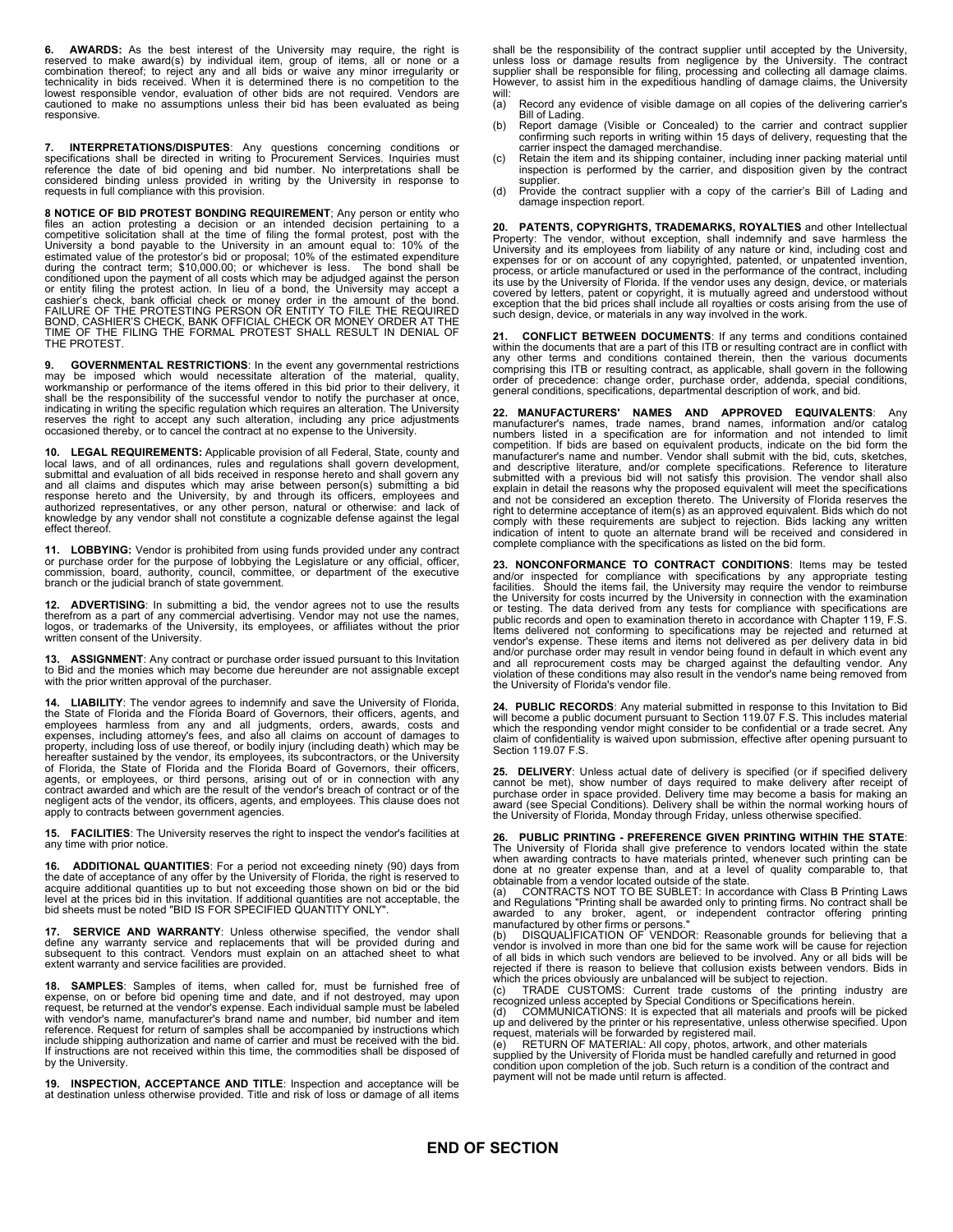**6. AWARDS:** As the best interest of the University may require, the right is reserved to make award(s) by individual item, group of items, all or none or a combination thereof; to reject any and all bids or waive any minor irregularity or technicality in bids received. When it is determined there is no competition to the lowest responsible vendor, evaluation of other bids are not required. Vendors are cautioned to make no assumptions unless their bid has been evaluated as being responsive.

**7. INTERPRETATIONS/DISPUTES**: Any questions concerning conditions or specifications shall be directed in writing to Procurement Services. Inquiries must reference the date of bid opening and bid number. No interpretations shall be considered binding unless provided in writing by the University in response to requests in full compliance with this provision.

**8 NOTICE OF BID PROTEST BONDING REQUIREMENT**; Any person or entity who files an action protesting a decision or an intended decision pertaining to a competitive solicitation shall at the time of filing the formal protest, post with the University a bond payable to the University in an amount equal to: 10% of the estimated value of the protestor's bid or proposal; 10% of the estimated expenditure during the contract term; $10,000.00; or whichever is less. The bond shall be conditioned upon the payment of all costs which may be adjudged against the person or entity filing the protest action. In lieu of a bond, the University may accept a cashier's check, bank official check or money order in the amount of the bond. FAILURE OF THE PROTESTING PERSON OR ENTITY TO FILE THE REQUIRED BOND, CASHIER'S CHECK, BANK OFFICIAL CHECK OR MONEY ORDER AT THE TIME OF THE FILING THE FORMAL PROTEST SHALL RESULT IN DENIAL OF THE PROTEST.

**9. GOVERNMENTAL RESTRICTIONS**: In the event any governmental restrictions may be imposed which would necessitate alteration of the material, quality, workmanship or performance of the items offered in this bid prior to their delivery, it shall be the responsibility of the successful vendor to notify the purchaser at once, indicating in writing the specific regulation which requires an alteration. The University reserves the right to accept any such alteration, including any price adjustments occasioned thereby, or to cancel the contract at no expense to the University.

**10. LEGAL REQUIREMENTS:** Applicable provision of all Federal, State, county and local laws, and of all ordinances, rules and regulations shall govern development, submittal and evaluation of all bids received in response hereto and shall govern any and all claims and disputes which may arise between person(s) submitting a bid response hereto and the University, by and through its officers, employees and authorized representatives, or any other person, natural or otherwise: and lack of knowledge by any vendor shall not constitute a cognizable defense against the legal effect thereof.

**11. LOBBYING:** Vendor is prohibited from using funds provided under any contract or purchase order for the purpose of lobbying the Legislature or any official, officer, commission, board, authority, council, committee, or department of the executive branch or the judicial branch of state government.

**12. ADVERTISING**: In submitting a bid, the vendor agrees not to use the results therefrom as a part of any commercial advertising. Vendor may not use the names, logos, or trademarks of the University, its employees, or affiliates without the prior written consent of the University.

**13. ASSIGNMENT**: Any contract or purchase order issued pursuant to this Invitation to Bid and the monies which may become due hereunder are not assignable except with the prior written approval of the purchaser.

**14. LIABILITY**: The vendor agrees to indemnify and save the University of Florida, the State of Florida and the Florida Board of Governors, their officers, agents, and employees harmless from any and all judgments, orders, awards, costs and expenses, including attorney's fees, and also all claims on account of damages to property, including loss of use thereof, or bodily injury (including death) which may be hereafter sustained by the vendor, its employees, its subcontractors, or the University of Florida, the State of Florida and the Florida Board of Governors, their officers, agents, or employees, or third persons, arising out of or in connection with any contract awarded and which are the result of the vendor's breach of contract or of the negligent acts of the vendor, its officers, agents, and employees. This clause does not apply to contracts between government agencies.

**15. FACILITIES**: The University reserves the right to inspect the vendor's facilities at any time with prior notice.

**16. ADDITIONAL QUANTITIES**: For a period not exceeding ninety (90) days from the date of acceptance of any offer by the University of Florida, the right is reserved to acquire additional quantities up to but not exceeding those shown on bid or the bid level at the prices bid in this invitation. If additional quantities are not acceptable, the bid sheets must be noted "BID IS FOR SPECIFIED QUANTITY ONLY".

**17. SERVICE AND WARRANTY**: Unless otherwise specified, the vendor shall define any warranty service and replacements that will be provided during and subsequent to this contract. Vendors must explain on an attached sheet to what extent warranty and service facilities are provided.

**18. SAMPLES**: Samples of items, when called for, must be furnished free of expense, on or before bid opening time and date, and if not destroyed, may upon request, be returned at the vendor's expense. Each individual sample must be labeled with vendor's name, manufacturer's brand name and number, bid number and item reference. Request for return of samples shall be accompanied by instructions which include shipping authorization and name of carrier and must be received with the bid. If instructions are not received within this time, the commodities shall be disposed of by the University.

**19. INSPECTION, ACCEPTANCE AND TITLE**: Inspection and acceptance will be at destination unless otherwise provided. Title and risk of loss or damage of all items shall be the responsibility of the contract supplier until accepted by the University, unless loss or damage results from negligence by the University. The contract supplier shall be responsible for filing, processing and collecting all damage claims. However, to assist him in the expeditious handling of damage claims, the University will:

(a) Record any evidence of visible damage on all copies of the delivering carrier's Bill of Lading.
(b) Report damage (Visible or Concealed) to the carrier and contract supplier confirming such reports in writing within 15 days of delivery, requesting that the carrier inspect the damaged merchandise.
(c) Retain the item and its shipping container, including inner packing material until inspection is performed by the carrier, and disposition given by the contract supplier.
(d) Provide the contract supplier with a copy of the carrier's Bill of Lading and damage inspection report.

**20. PATENTS, COPYRIGHTS, TRADEMARKS, ROYALTIES** and other Intellectual Property: The vendor, without exception, shall indemnify and save harmless the University and its employees from liability of any nature or kind, including cost and expenses for or on account of any copyrighted, patented, or unpatented invention, process, or article manufactured or used in the performance of the contract, including its use by the University of Florida. If the vendor uses any design, device, or materials covered by letters, patent or copyright, it is mutually agreed and understood without exception that the bid prices shall include all royalties or costs arising from the use of such design, device, or materials in any way involved in the work.

**21. CONFLICT BETWEEN DOCUMENTS**: If any terms and conditions contained within the documents that are a part of this ITB or resulting contract are in conflict with any other terms and conditions contained therein, then the various documents comprising this ITB or resulting contract, as applicable, shall govern in the following order of precedence: change order, purchase order, addenda, special conditions, general conditions, specifications, departmental description of work, and bid.

**22. MANUFACTURERS' NAMES AND APPROVED EQUIVALENTS**: Any manufacturer's names, trade names, brand names, information and/or catalog numbers listed in a specification are for information and not intended to limit competition. If bids are based on equivalent products, indicate on the bid form the manufacturer's name and number. Vendor shall submit with the bid, cuts, sketches, and descriptive literature, and/or complete specifications. Reference to literature submitted with a previous bid will not satisfy this provision. The vendor shall also explain in detail the reasons why the proposed equivalent will meet the specifications and not be considered an exception thereto. The University of Florida reserves the right to determine acceptance of item(s) as an approved equivalent. Bids which do not comply with these requirements are subject to rejection. Bids lacking any written indication of intent to quote an alternate brand will be received and considered in complete compliance with the specifications as listed on the bid form.

**23. NONCONFORMANCE TO CONTRACT CONDITIONS**: Items may be tested and/or inspected for compliance with specifications by any appropriate testing facilities. Should the items fail, the University may require the vendor to reimburse the University for costs incurred by the University in connection with the examination or testing. The data derived from any tests for compliance with specifications are public records and open to examination thereto in accordance with Chapter 119, F.S. Items delivered not conforming to specifications may be rejected and returned at vendor's expense. These items and items not delivered as per delivery data in bid and/or purchase order may result in vendor being found in default in which event any and all reprocurement costs may be charged against the defaulting vendor. Any violation of these conditions may also result in the vendor's name being removed from the University of Florida's vendor file.

**24. PUBLIC RECORDS**: Any material submitted in response to this Invitation to Bid will become a public document pursuant to Section 119.07 F.S. This includes material which the responding vendor might consider to be confidential or a trade secret. Any claim of confidentiality is waived upon submission, effective after opening pursuant to Section 119.07 F.S.

**25. DELIVERY**: Unless actual date of delivery is specified (or if specified delivery cannot be met), show number of days required to make delivery after receipt of purchase order in space provided. Delivery time may become a basis for making an award (see Special Conditions). Delivery shall be within the normal working hours of the University of Florida, Monday through Friday, unless otherwise specified.

**26. PUBLIC PRINTING - PREFERENCE GIVEN PRINTING WITHIN THE STATE**: The University of Florida shall give preference to vendors located within the state when awarding contracts to have materials printed, whenever such printing can be done at no greater expense than, and at a level of quality comparable to, that obtainable from a vendor located outside of the state.

(a) CONTRACTS NOT TO BE SUBLET: In accordance with Class B Printing Laws and Regulations "Printing shall be awarded only to printing firms. No contract shall be awarded to any broker, agent, or independent contractor offering printing manufactured by other firms or persons."
(b) DISQUALIFICATION OF VENDOR: Reasonable grounds for believing that a vendor is involved in more than one bid for the same work will be cause for rejection of all bids in which such vendors are believed to be involved. Any or all bids will be rejected if there is reason to believe that collusion exists between vendors. Bids in which the prices obviously are unbalanced will be subject to rejection.
(c) TRADE CUSTOMS: Current trade customs of the printing industry are recognized unless accepted by Special Conditions or Specifications herein.
(d) COMMUNICATIONS: It is expected that all materials and proofs will be picked up and delivered by the printer or his representative, unless otherwise specified. Upon request, materials will be forwarded by registered mail.
(e) RETURN OF MATERIAL: All copy, photos, artwork, and other materials supplied by the University of Florida must be handled carefully and returned in good condition upon completion of the job. Such return is a condition of the contract and payment will not be made until return is affected.

**END OF SECTION**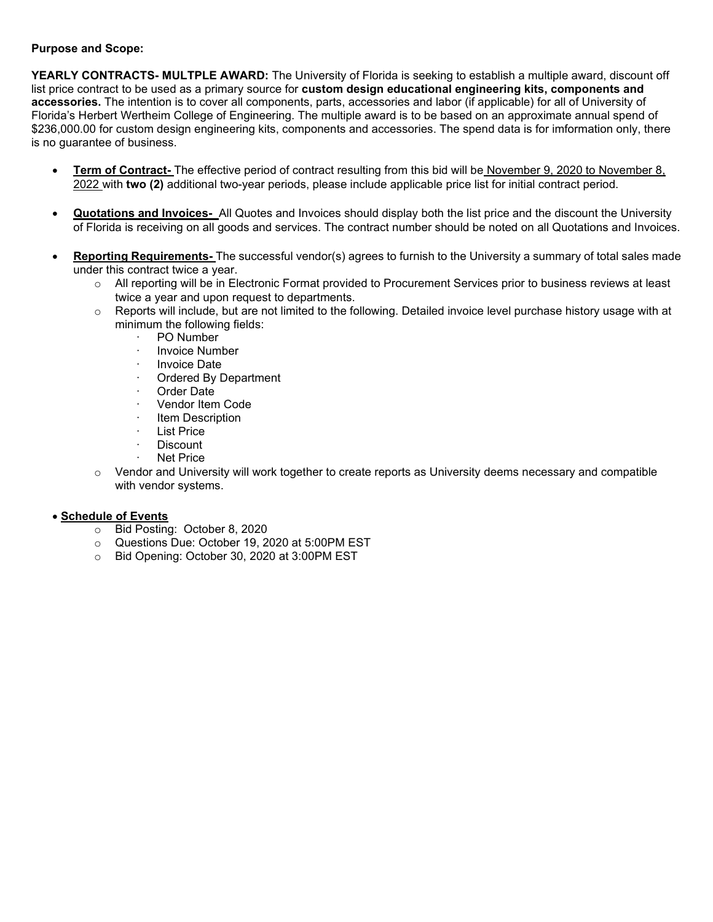**Purpose and Scope:**

**YEARLY CONTRACTS- MULTPLE AWARD:** The University of Florida is seeking to establish a multiple award, discount off list price contract to be used as a primary source for **custom design educational engineering kits, components and accessories.** The intention is to cover all components, parts, accessories and labor (if applicable) for all of University of Florida's Herbert Wertheim College of Engineering. The multiple award is to be based on an approximate annual spend of $236,000.00 for custom design engineering kits, components and accessories. The spend data is for imformation only, there is no guarantee of business.

- **Term of Contract-** The effective period of contract resulting from this bid will be November 9, 2020 to November 8, 2022 with **two (2)** additional two-year periods, please include applicable price list for initial contract period.

- **Quotations and Invoices-** All Quotes and Invoices should display both the list price and the discount the University of Florida is receiving on all goods and services. The contract number should be noted on all Quotations and Invoices.

- **Reporting Requirements-** The successful vendor(s) agrees to furnish to the University a summary of total sales made under this contract twice a year.
  - All reporting will be in Electronic Format provided to Procurement Services prior to business reviews at least twice a year and upon request to departments.
  - Reports will include, but are not limited to the following. Detailed invoice level purchase history usage with at minimum the following fields:
    - PO Number
    - Invoice Number
    - Invoice Date
    - Ordered By Department
    - Order Date
    - Vendor Item Code
    - Item Description
    - List Price
    - Discount
    - Net Price
  - Vendor and University will work together to create reports as University deems necessary and compatible with vendor systems.

- **Schedule of Events**
  - Bid Posting: October 8, 2020
  - Questions Due: October 19, 2020 at 5:00PM EST
  - Bid Opening: October 30, 2020 at 3:00PM EST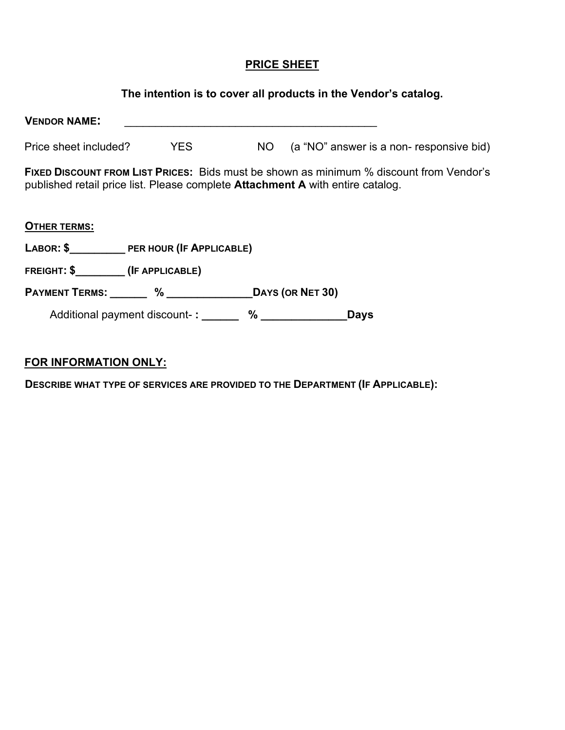## PRICE SHEET

**The intention is to cover all products in the Vendor's catalog.**

**VENDOR NAME:** ____________________________________________

Price sheet included? YES NO (a "NO" answer is a non- responsive bid)

**FIXED DISCOUNT FROM LIST PRICES:** Bids must be shown as minimum % discount from Vendor's published retail price list. Please complete **Attachment A** with entire catalog.

**OTHER TERMS:**

**LABOR: $_________ PER HOUR (IF APPLICABLE)**

**FREIGHT: $________ (IF APPLICABLE)**

**PAYMENT TERMS: ______ % _____________DAYS (OR NET 30)**

Additional payment discount- **: ______ % _____________Days**

**FOR INFORMATION ONLY:**

**DESCRIBE WHAT TYPE OF SERVICES ARE PROVIDED TO THE DEPARTMENT (IF APPLICABLE):**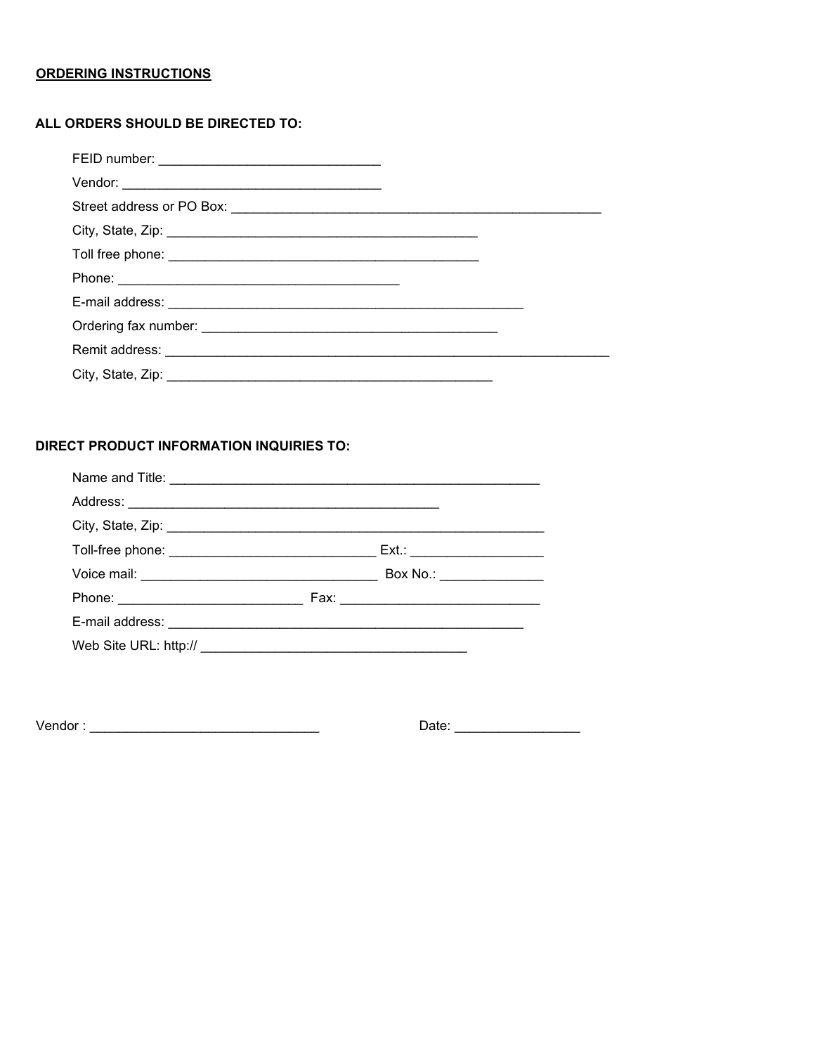**ORDERING INSTRUCTIONS**

**ALL ORDERS SHOULD BE DIRECTED TO:**

FEID number: ______________________________

Vendor: ___________________________________

Street address or PO Box: __________________________________________________

City, State, Zip: __________________________________________

Toll free phone: __________________________________________

Phone: ______________________________________

E-mail address: ________________________________________________

Ordering fax number: _______________________________________

Remit address: ____________________________________________________________

City, State, Zip: ____________________________________________

**DIRECT PRODUCT INFORMATION INQUIRIES TO:**

Name and Title: __________________________________________________

Address: __________________________________________

City, State, Zip: ____________________________________________________

Toll-free phone: ____________________________ Ext.: _________________

Voice mail: ________________________________ Box No.: _____________

Phone: _________________________ Fax: __________________________

E-mail address: ________________________________________________

Web Site URL: http:// ___________________________________

Vendor : ______________________________ Date: ________________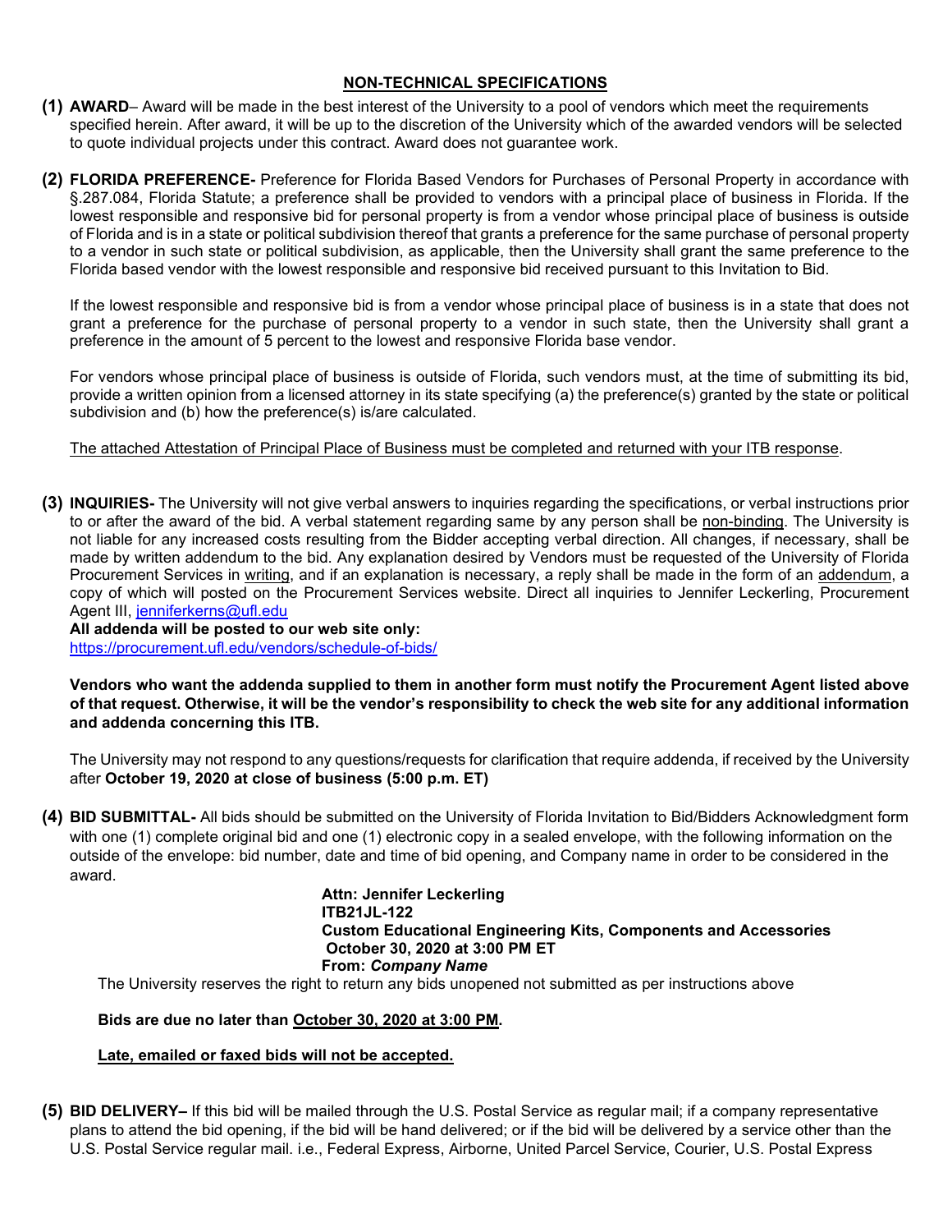## NON-TECHNICAL SPECIFICATIONS

**(1) AWARD**– Award will be made in the best interest of the University to a pool of vendors which meet the requirements specified herein. After award, it will be up to the discretion of the University which of the awarded vendors will be selected to quote individual projects under this contract. Award does not guarantee work.

**(2) FLORIDA PREFERENCE-** Preference for Florida Based Vendors for Purchases of Personal Property in accordance with §.287.084, Florida Statute; a preference shall be provided to vendors with a principal place of business in Florida. If the lowest responsible and responsive bid for personal property is from a vendor whose principal place of business is outside of Florida and is in a state or political subdivision thereof that grants a preference for the same purchase of personal property to a vendor in such state or political subdivision, as applicable, then the University shall grant the same preference to the Florida based vendor with the lowest responsible and responsive bid received pursuant to this Invitation to Bid.

If the lowest responsible and responsive bid is from a vendor whose principal place of business is in a state that does not grant a preference for the purchase of personal property to a vendor in such state, then the University shall grant a preference in the amount of 5 percent to the lowest and responsive Florida base vendor.

For vendors whose principal place of business is outside of Florida, such vendors must, at the time of submitting its bid, provide a written opinion from a licensed attorney in its state specifying (a) the preference(s) granted by the state or political subdivision and (b) how the preference(s) is/are calculated.

The attached Attestation of Principal Place of Business must be completed and returned with your ITB response.

**(3) INQUIRIES-** The University will not give verbal answers to inquiries regarding the specifications, or verbal instructions prior to or after the award of the bid. A verbal statement regarding same by any person shall be non-binding. The University is not liable for any increased costs resulting from the Bidder accepting verbal direction. All changes, if necessary, shall be made by written addendum to the bid. Any explanation desired by Vendors must be requested of the University of Florida Procurement Services in writing, and if an explanation is necessary, a reply shall be made in the form of an addendum, a copy of which will posted on the Procurement Services website. Direct all inquiries to Jennifer Leckerling, Procurement Agent III, jenniferkerns@ufl.edu

**All addenda will be posted to our web site only:**
https://procurement.ufl.edu/vendors/schedule-of-bids/

**Vendors who want the addenda supplied to them in another form must notify the Procurement Agent listed above of that request. Otherwise, it will be the vendor's responsibility to check the web site for any additional information and addenda concerning this ITB.**

The University may not respond to any questions/requests for clarification that require addenda, if received by the University after **October 19, 2020 at close of business (5:00 p.m. ET)**

**(4) BID SUBMITTAL-** All bids should be submitted on the University of Florida Invitation to Bid/Bidders Acknowledgment form with one (1) complete original bid and one (1) electronic copy in a sealed envelope, with the following information on the outside of the envelope: bid number, date and time of bid opening, and Company name in order to be considered in the award.

**Attn: Jennifer Leckerling**
**ITB21JL-122**
**Custom Educational Engineering Kits, Components and Accessories**
**October 30, 2020 at 3:00 PM ET**
**From: *Company Name***

The University reserves the right to return any bids unopened not submitted as per instructions above

**Bids are due no later than October 30, 2020 at 3:00 PM.**

**Late, emailed or faxed bids will not be accepted.**

**(5) BID DELIVERY–** If this bid will be mailed through the U.S. Postal Service as regular mail; if a company representative plans to attend the bid opening, if the bid will be hand delivered; or if the bid will be delivered by a service other than the U.S. Postal Service regular mail. i.e., Federal Express, Airborne, United Parcel Service, Courier, U.S. Postal Express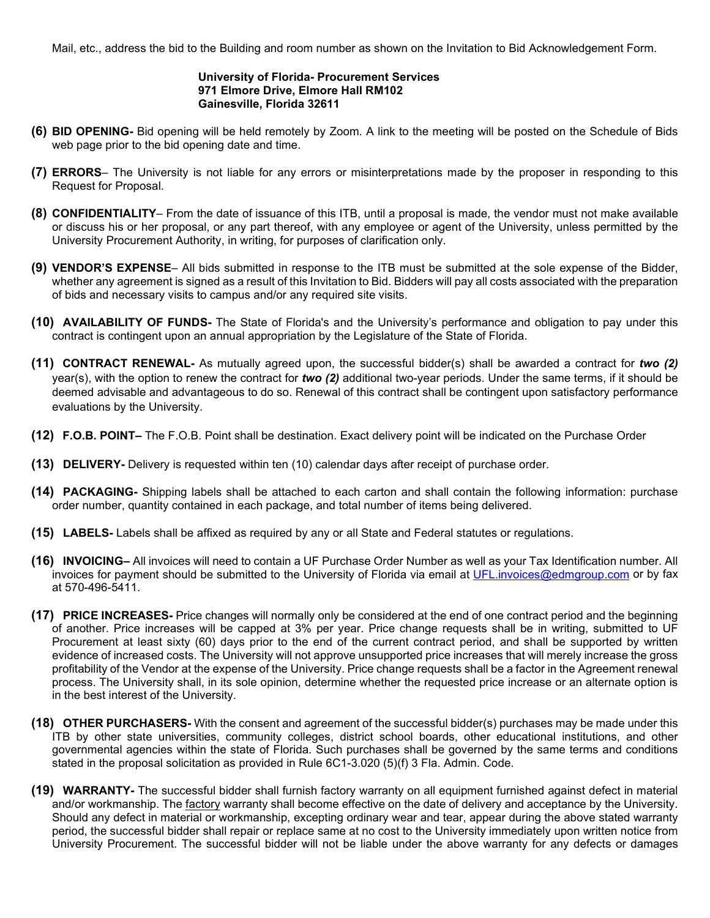Mail, etc., address the bid to the Building and room number as shown on the Invitation to Bid Acknowledgement Form.

**University of Florida- Procurement Services**
**971 Elmore Drive, Elmore Hall RM102**
**Gainesville, Florida 32611**

**(6) BID OPENING-** Bid opening will be held remotely by Zoom. A link to the meeting will be posted on the Schedule of Bids web page prior to the bid opening date and time.

**(7) ERRORS**– The University is not liable for any errors or misinterpretations made by the proposer in responding to this Request for Proposal.

**(8) CONFIDENTIALITY**– From the date of issuance of this ITB, until a proposal is made, the vendor must not make available or discuss his or her proposal, or any part thereof, with any employee or agent of the University, unless permitted by the University Procurement Authority, in writing, for purposes of clarification only.

**(9) VENDOR'S EXPENSE**– All bids submitted in response to the ITB must be submitted at the sole expense of the Bidder, whether any agreement is signed as a result of this Invitation to Bid. Bidders will pay all costs associated with the preparation of bids and necessary visits to campus and/or any required site visits.

**(10) AVAILABILITY OF FUNDS-** The State of Florida's and the University's performance and obligation to pay under this contract is contingent upon an annual appropriation by the Legislature of the State of Florida.

**(11) CONTRACT RENEWAL-** As mutually agreed upon, the successful bidder(s) shall be awarded a contract for ***two (2)*** year(s), with the option to renew the contract for ***two (2)*** additional two-year periods. Under the same terms, if it should be deemed advisable and advantageous to do so. Renewal of this contract shall be contingent upon satisfactory performance evaluations by the University.

**(12) F.O.B. POINT–** The F.O.B. Point shall be destination. Exact delivery point will be indicated on the Purchase Order

**(13) DELIVERY-** Delivery is requested within ten (10) calendar days after receipt of purchase order.

**(14) PACKAGING-** Shipping labels shall be attached to each carton and shall contain the following information: purchase order number, quantity contained in each package, and total number of items being delivered.

**(15) LABELS-** Labels shall be affixed as required by any or all State and Federal statutes or regulations.

**(16) INVOICING–** All invoices will need to contain a UF Purchase Order Number as well as your Tax Identification number. All invoices for payment should be submitted to the University of Florida via email at UFL.invoices@edmgroup.com or by fax at 570-496-5411.

**(17) PRICE INCREASES-** Price changes will normally only be considered at the end of one contract period and the beginning of another. Price increases will be capped at 3% per year. Price change requests shall be in writing, submitted to UF Procurement at least sixty (60) days prior to the end of the current contract period, and shall be supported by written evidence of increased costs. The University will not approve unsupported price increases that will merely increase the gross profitability of the Vendor at the expense of the University. Price change requests shall be a factor in the Agreement renewal process. The University shall, in its sole opinion, determine whether the requested price increase or an alternate option is in the best interest of the University.

**(18) OTHER PURCHASERS-** With the consent and agreement of the successful bidder(s) purchases may be made under this ITB by other state universities, community colleges, district school boards, other educational institutions, and other governmental agencies within the state of Florida. Such purchases shall be governed by the same terms and conditions stated in the proposal solicitation as provided in Rule 6C1-3.020 (5)(f) 3 Fla. Admin. Code.

**(19) WARRANTY-** The successful bidder shall furnish factory warranty on all equipment furnished against defect in material and/or workmanship. The factory warranty shall become effective on the date of delivery and acceptance by the University. Should any defect in material or workmanship, excepting ordinary wear and tear, appear during the above stated warranty period, the successful bidder shall repair or replace same at no cost to the University immediately upon written notice from University Procurement. The successful bidder will not be liable under the above warranty for any defects or damages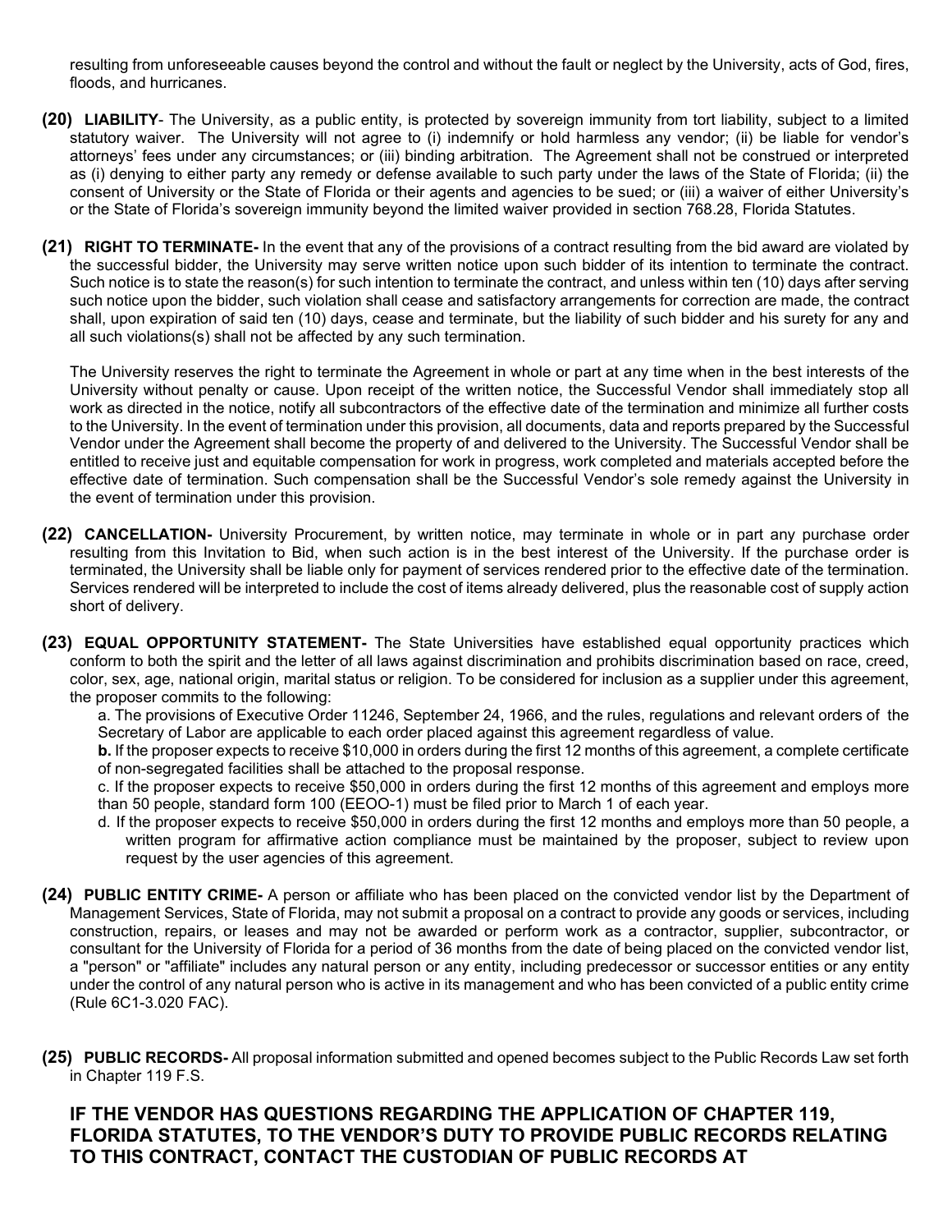resulting from unforeseeable causes beyond the control and without the fault or neglect by the University, acts of God, fires, floods, and hurricanes.

**(20) LIABILITY**- The University, as a public entity, is protected by sovereign immunity from tort liability, subject to a limited statutory waiver. The University will not agree to (i) indemnify or hold harmless any vendor; (ii) be liable for vendor's attorneys' fees under any circumstances; or (iii) binding arbitration. The Agreement shall not be construed or interpreted as (i) denying to either party any remedy or defense available to such party under the laws of the State of Florida; (ii) the consent of University or the State of Florida or their agents and agencies to be sued; or (iii) a waiver of either University's or the State of Florida's sovereign immunity beyond the limited waiver provided in section 768.28, Florida Statutes.

**(21) RIGHT TO TERMINATE-** In the event that any of the provisions of a contract resulting from the bid award are violated by the successful bidder, the University may serve written notice upon such bidder of its intention to terminate the contract. Such notice is to state the reason(s) for such intention to terminate the contract, and unless within ten (10) days after serving such notice upon the bidder, such violation shall cease and satisfactory arrangements for correction are made, the contract shall, upon expiration of said ten (10) days, cease and terminate, but the liability of such bidder and his surety for any and all such violations(s) shall not be affected by any such termination.

The University reserves the right to terminate the Agreement in whole or part at any time when in the best interests of the University without penalty or cause. Upon receipt of the written notice, the Successful Vendor shall immediately stop all work as directed in the notice, notify all subcontractors of the effective date of the termination and minimize all further costs to the University. In the event of termination under this provision, all documents, data and reports prepared by the Successful Vendor under the Agreement shall become the property of and delivered to the University. The Successful Vendor shall be entitled to receive just and equitable compensation for work in progress, work completed and materials accepted before the effective date of termination. Such compensation shall be the Successful Vendor's sole remedy against the University in the event of termination under this provision.

**(22) CANCELLATION-** University Procurement, by written notice, may terminate in whole or in part any purchase order resulting from this Invitation to Bid, when such action is in the best interest of the University. If the purchase order is terminated, the University shall be liable only for payment of services rendered prior to the effective date of the termination. Services rendered will be interpreted to include the cost of items already delivered, plus the reasonable cost of supply action short of delivery.

**(23) EQUAL OPPORTUNITY STATEMENT-** The State Universities have established equal opportunity practices which conform to both the spirit and the letter of all laws against discrimination and prohibits discrimination based on race, creed, color, sex, age, national origin, marital status or religion. To be considered for inclusion as a supplier under this agreement, the proposer commits to the following:

a. The provisions of Executive Order 11246, September 24, 1966, and the rules, regulations and relevant orders of the Secretary of Labor are applicable to each order placed against this agreement regardless of value.

**b.** If the proposer expects to receive $10,000 in orders during the first 12 months of this agreement, a complete certificate of non-segregated facilities shall be attached to the proposal response.

c. If the proposer expects to receive $50,000 in orders during the first 12 months of this agreement and employs more than 50 people, standard form 100 (EEOO-1) must be filed prior to March 1 of each year.

d. If the proposer expects to receive $50,000 in orders during the first 12 months and employs more than 50 people, a written program for affirmative action compliance must be maintained by the proposer, subject to review upon request by the user agencies of this agreement.

**(24) PUBLIC ENTITY CRIME-** A person or affiliate who has been placed on the convicted vendor list by the Department of Management Services, State of Florida, may not submit a proposal on a contract to provide any goods or services, including construction, repairs, or leases and may not be awarded or perform work as a contractor, supplier, subcontractor, or consultant for the University of Florida for a period of 36 months from the date of being placed on the convicted vendor list, a "person" or "affiliate" includes any natural person or any entity, including predecessor or successor entities or any entity under the control of any natural person who is active in its management and who has been convicted of a public entity crime (Rule 6C1-3.020 FAC).

**(25) PUBLIC RECORDS-** All proposal information submitted and opened becomes subject to the Public Records Law set forth in Chapter 119 F.S.

**IF THE VENDOR HAS QUESTIONS REGARDING THE APPLICATION OF CHAPTER 119, FLORIDA STATUTES, TO THE VENDOR'S DUTY TO PROVIDE PUBLIC RECORDS RELATING TO THIS CONTRACT, CONTACT THE CUSTODIAN OF PUBLIC RECORDS AT**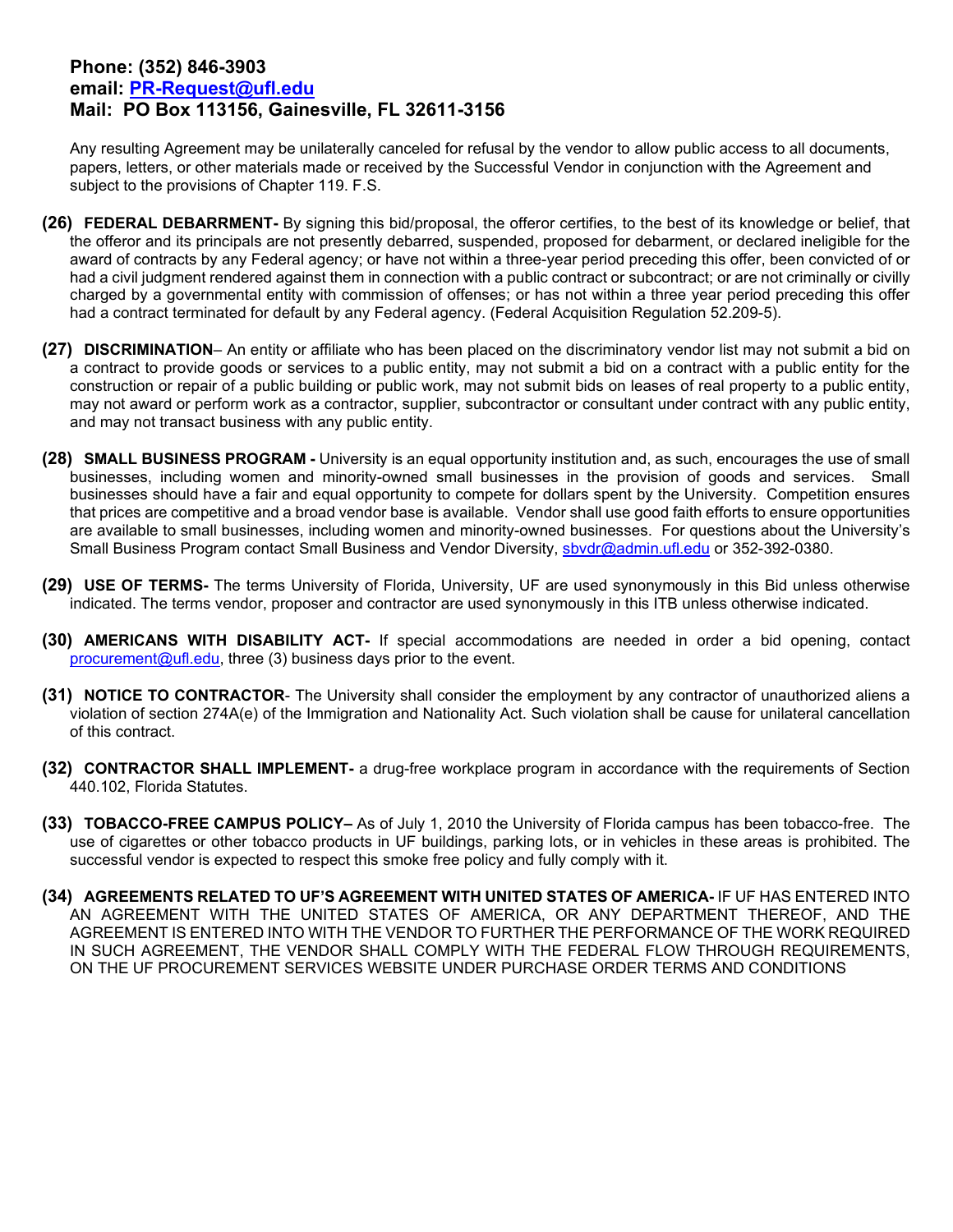**Phone: (352) 846-3903**
**email: [PR-Request@ufl.edu](mailto:PR-Request@ufl.edu)**
**Mail: PO Box 113156, Gainesville, FL 32611-3156**

Any resulting Agreement may be unilaterally canceled for refusal by the vendor to allow public access to all documents, papers, letters, or other materials made or received by the Successful Vendor in conjunction with the Agreement and subject to the provisions of Chapter 119. F.S.

**(26) FEDERAL DEBARRMENT-** By signing this bid/proposal, the offeror certifies, to the best of its knowledge or belief, that the offeror and its principals are not presently debarred, suspended, proposed for debarment, or declared ineligible for the award of contracts by any Federal agency; or have not within a three-year period preceding this offer, been convicted of or had a civil judgment rendered against them in connection with a public contract or subcontract; or are not criminally or civilly charged by a governmental entity with commission of offenses; or has not within a three year period preceding this offer had a contract terminated for default by any Federal agency. (Federal Acquisition Regulation 52.209-5).

**(27) DISCRIMINATION**– An entity or affiliate who has been placed on the discriminatory vendor list may not submit a bid on a contract to provide goods or services to a public entity, may not submit a bid on a contract with a public entity for the construction or repair of a public building or public work, may not submit bids on leases of real property to a public entity, may not award or perform work as a contractor, supplier, subcontractor or consultant under contract with any public entity, and may not transact business with any public entity.

**(28) SMALL BUSINESS PROGRAM -** University is an equal opportunity institution and, as such, encourages the use of small businesses, including women and minority-owned small businesses in the provision of goods and services. Small businesses should have a fair and equal opportunity to compete for dollars spent by the University. Competition ensures that prices are competitive and a broad vendor base is available. Vendor shall use good faith efforts to ensure opportunities are available to small businesses, including women and minority-owned businesses. For questions about the University's Small Business Program contact Small Business and Vendor Diversity, [sbvdr@admin.ufl.edu](mailto:sbvdr@admin.ufl.edu) or 352-392-0380.

**(29) USE OF TERMS-** The terms University of Florida, University, UF are used synonymously in this Bid unless otherwise indicated. The terms vendor, proposer and contractor are used synonymously in this ITB unless otherwise indicated.

**(30) AMERICANS WITH DISABILITY ACT-** If special accommodations are needed in order a bid opening, contact [procurement@ufl.edu](mailto:procurement@ufl.edu), three (3) business days prior to the event.

**(31) NOTICE TO CONTRACTOR**- The University shall consider the employment by any contractor of unauthorized aliens a violation of section 274A(e) of the Immigration and Nationality Act. Such violation shall be cause for unilateral cancellation of this contract.

**(32) CONTRACTOR SHALL IMPLEMENT-** a drug-free workplace program in accordance with the requirements of Section 440.102, Florida Statutes.

**(33) TOBACCO-FREE CAMPUS POLICY–** As of July 1, 2010 the University of Florida campus has been tobacco-free. The use of cigarettes or other tobacco products in UF buildings, parking lots, or in vehicles in these areas is prohibited. The successful vendor is expected to respect this smoke free policy and fully comply with it.

**(34) AGREEMENTS RELATED TO UF'S AGREEMENT WITH UNITED STATES OF AMERICA-** IF UF HAS ENTERED INTO AN AGREEMENT WITH THE UNITED STATES OF AMERICA, OR ANY DEPARTMENT THEREOF, AND THE AGREEMENT IS ENTERED INTO WITH THE VENDOR TO FURTHER THE PERFORMANCE OF THE WORK REQUIRED IN SUCH AGREEMENT, THE VENDOR SHALL COMPLY WITH THE FEDERAL FLOW THROUGH REQUIREMENTS, ON THE UF PROCUREMENT SERVICES WEBSITE UNDER PURCHASE ORDER TERMS AND CONDITIONS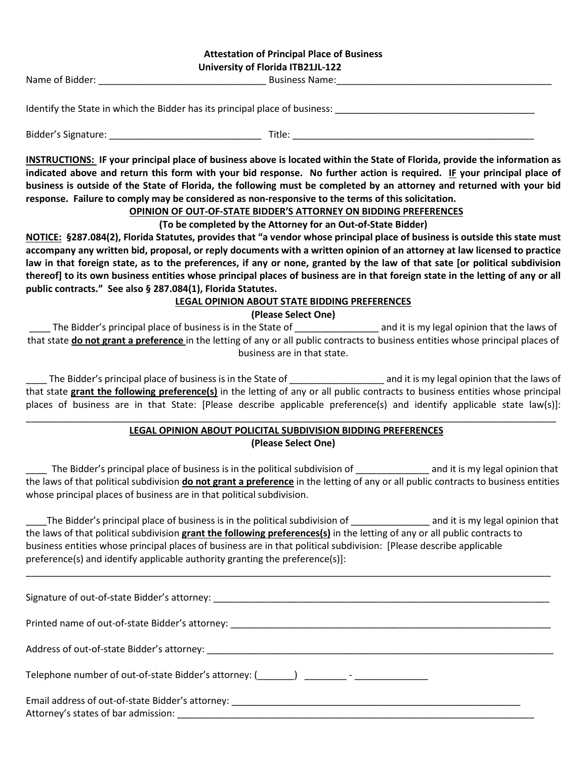**Attestation of Principal Place of Business**

**University of Florida ITB21JL-122**

Name of Bidder: ________________________________ Business Name:__________________________________________

Identify the State in which the Bidder has its principal place of business: ______________________________________

Bidder's Signature: _____________________________ Title: _______________________________________________

**INSTRUCTIONS: IF your principal place of business above is located within the State of Florida, provide the information as indicated above and return this form with your bid response. No further action is required. IF your principal place of business is outside of the State of Florida, the following must be completed by an attorney and returned with your bid response. Failure to comply may be considered as non-responsive to the terms of this solicitation.**

**OPINION OF OUT-OF-STATE BIDDER'S ATTORNEY ON BIDDING PREFERENCES**

**(To be completed by the Attorney for an Out-of-State Bidder)**

**NOTICE: §287.084(2), Florida Statutes, provides that "a vendor whose principal place of business is outside this state must accompany any written bid, proposal, or reply documents with a written opinion of an attorney at law licensed to practice law in that foreign state, as to the preferences, if any or none, granted by the law of that sate [or political subdivision thereof] to its own business entities whose principal places of business are in that foreign state in the letting of any or all public contracts." See also § 287.084(1), Florida Statutes.**

**LEGAL OPINION ABOUT STATE BIDDING PREFERENCES**

**(Please Select One)**

____ The Bidder's principal place of business is in the State of ________________ and it is my legal opinion that the laws of that state **do not grant a preference** in the letting of any or all public contracts to business entities whose principal places of business are in that state.

____ The Bidder's principal place of business is in the State of __________________ and it is my legal opinion that the laws of that state **grant the following preference(s)** in the letting of any or all public contracts to business entities whose principal places of business are in that State: [Please describe applicable preference(s) and identify applicable state law(s)]:

_____________________________________________________________________________________________________

**LEGAL OPINION ABOUT POLICITAL SUBDIVISION BIDDING PREFERENCES**

**(Please Select One)**

____ The Bidder's principal place of business is in the political subdivision of ______________ and it is my legal opinion that the laws of that political subdivision **do not grant a preference** in the letting of any or all public contracts to business entities whose principal places of business are in that political subdivision.

____The Bidder's principal place of business is in the political subdivision of _______________ and it is my legal opinion that the laws of that political subdivision **grant the following preferences(s)** in the letting of any or all public contracts to business entities whose principal places of business are in that political subdivision: [Please describe applicable preference(s) and identify applicable authority granting the preference(s)]:

_____________________________________________________________________________________________________

Signature of out-of-state Bidder's attorney: __________________________________________________________________

Printed name of out-of-state Bidder's attorney: ______________________________________________________________

Address of out-of-state Bidder's attorney: ___________________________________________________________________

Telephone number of out-of-state Bidder's attorney: (_______) ________ - ______________

Email address of out-of-state Bidder's attorney: ___________________________________________________________

Attorney's states of bar admission: __________________________________________________________________________